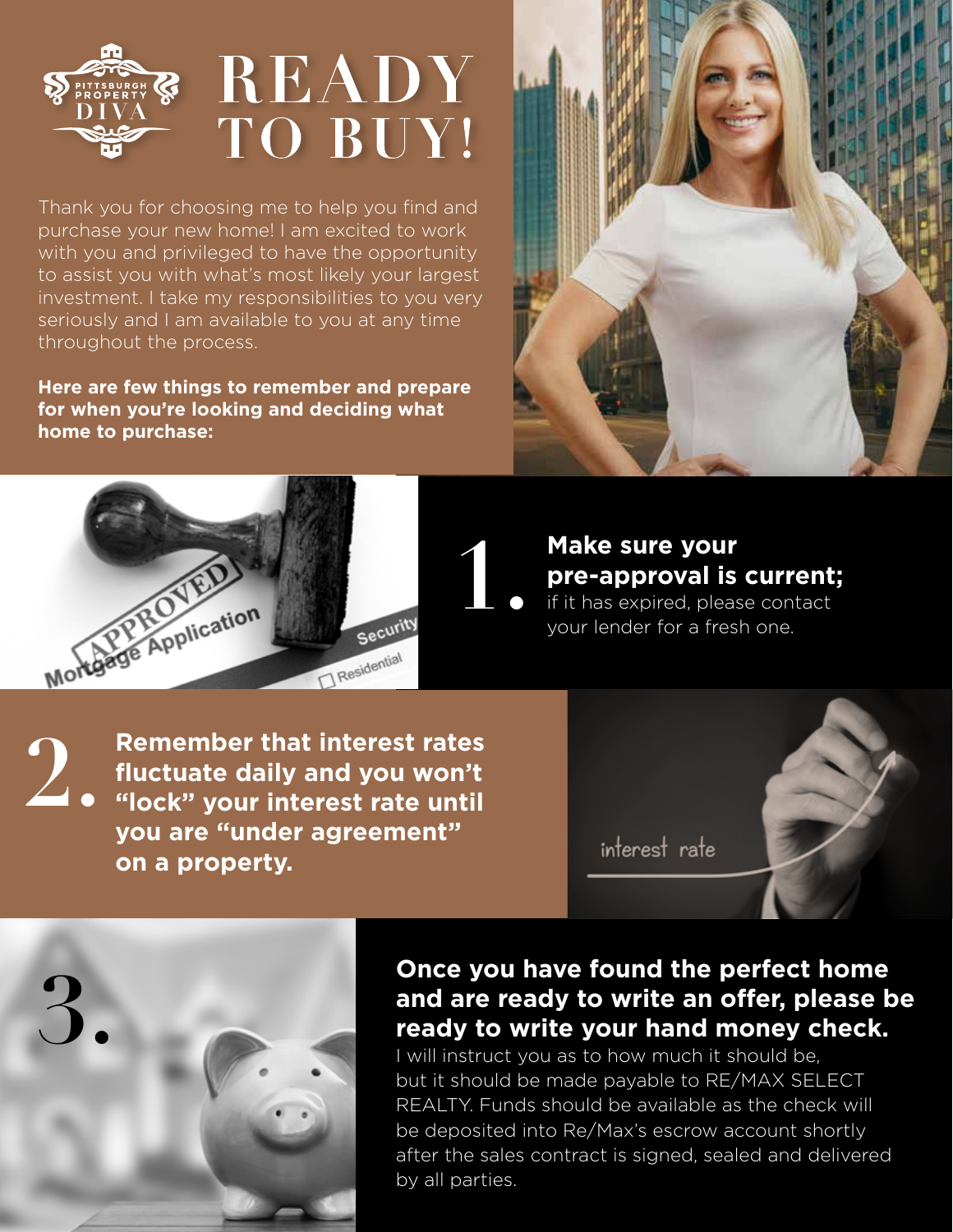PITTSBURGH PROPERTY DIVA

# READY TO BUY!

Thank you for choosing me to help you find and purchase your new home! I am excited to work with you and privileged to have the opportunity to assist you with what's most likely your largest investment. I take my responsibilities to you very seriously and I am available to you at any time throughout the process.

**Here are few things to remember and prepare for when you're looking and deciding what home to purchase:**

1. **Make sure your pre-approval is current;** if it has expired, please contact your lender for a fresh one.

2. **Remember that interest rates fluctuate daily and you won't "lock" your interest rate until you are "under agreement" on a property.**

3. **Once you have found the perfect home and are ready to write an offer, please be ready to write your hand money check.** I will instruct you as to how much it should be, but it should be made payable to RE/MAX SELECT REALTY. Funds should be available as the check will be deposited into Re/Max's escrow account shortly after the sales contract is signed, sealed and delivered by all parties.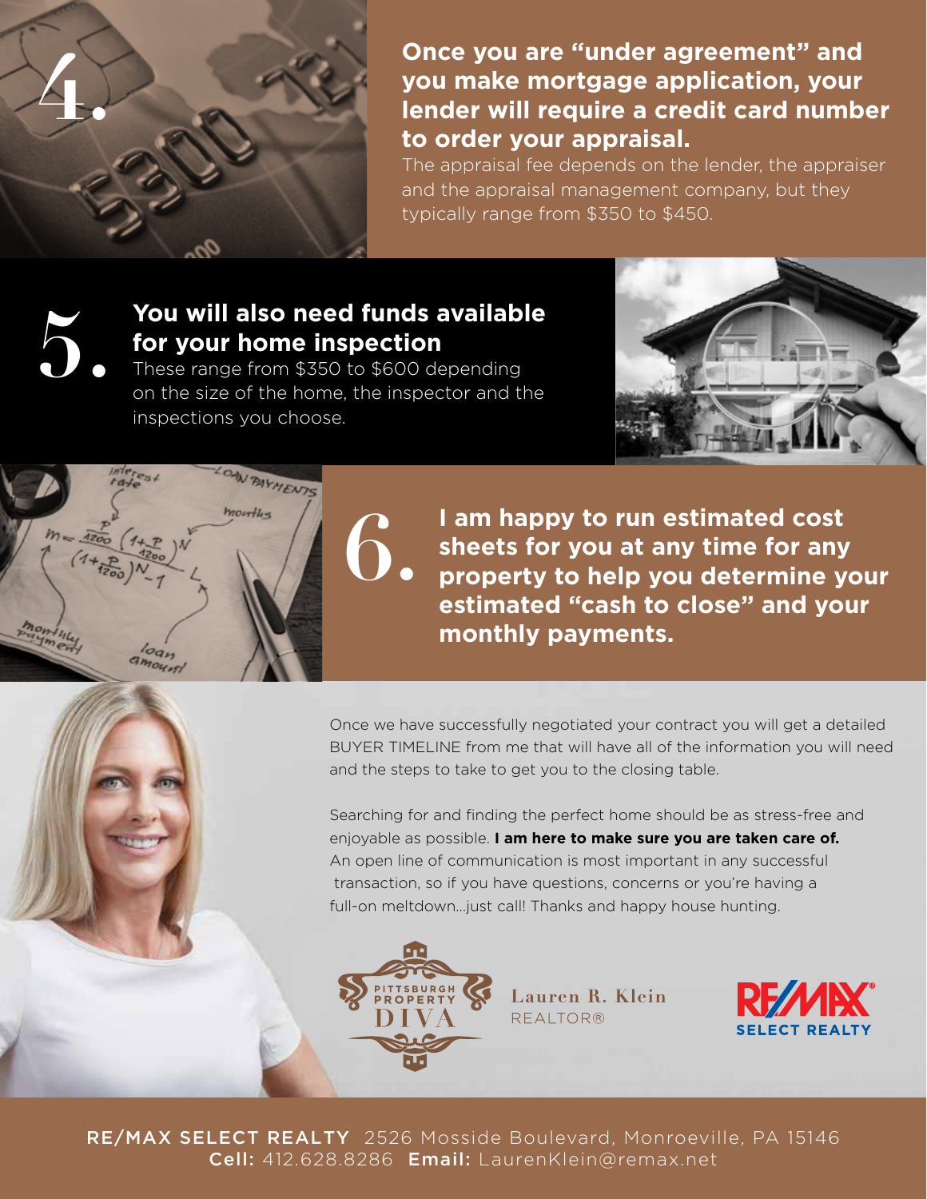## 4. Once you are "under agreement" and you make mortgage application, your lender will require a credit card number to order your appraisal.

The appraisal fee depends on the lender, the appraiser and the appraisal management company, but they typically range from $350 to $450.

## 5. You will also need funds available for your home inspection

These range from $350 to $600 depending on the size of the home, the inspector and the inspections you choose.

## 6. I am happy to run estimated cost sheets for you at any time for any property to help you determine your estimated "cash to close" and your monthly payments.

Once we have successfully negotiated your contract you will get a detailed BUYER TIMELINE from me that will have all of the information you will need and the steps to take to get you to the closing table.

Searching for and finding the perfect home should be as stress-free and enjoyable as possible. **I am here to make sure you are taken care of.** An open line of communication is most important in any successful transaction, so if you have questions, concerns or you're having a full-on meltdown...just call! Thanks and happy house hunting.

PITTSBURGH PROPERTY DIVA

Lauren R. Klein
REALTOR®

RE/MAX SELECT REALTY

**RE/MAX SELECT REALTY** 2526 Mosside Boulevard, Monroeville, PA 15146
**Cell:** 412.628.8286 **Email:** LaurenKlein@remax.net